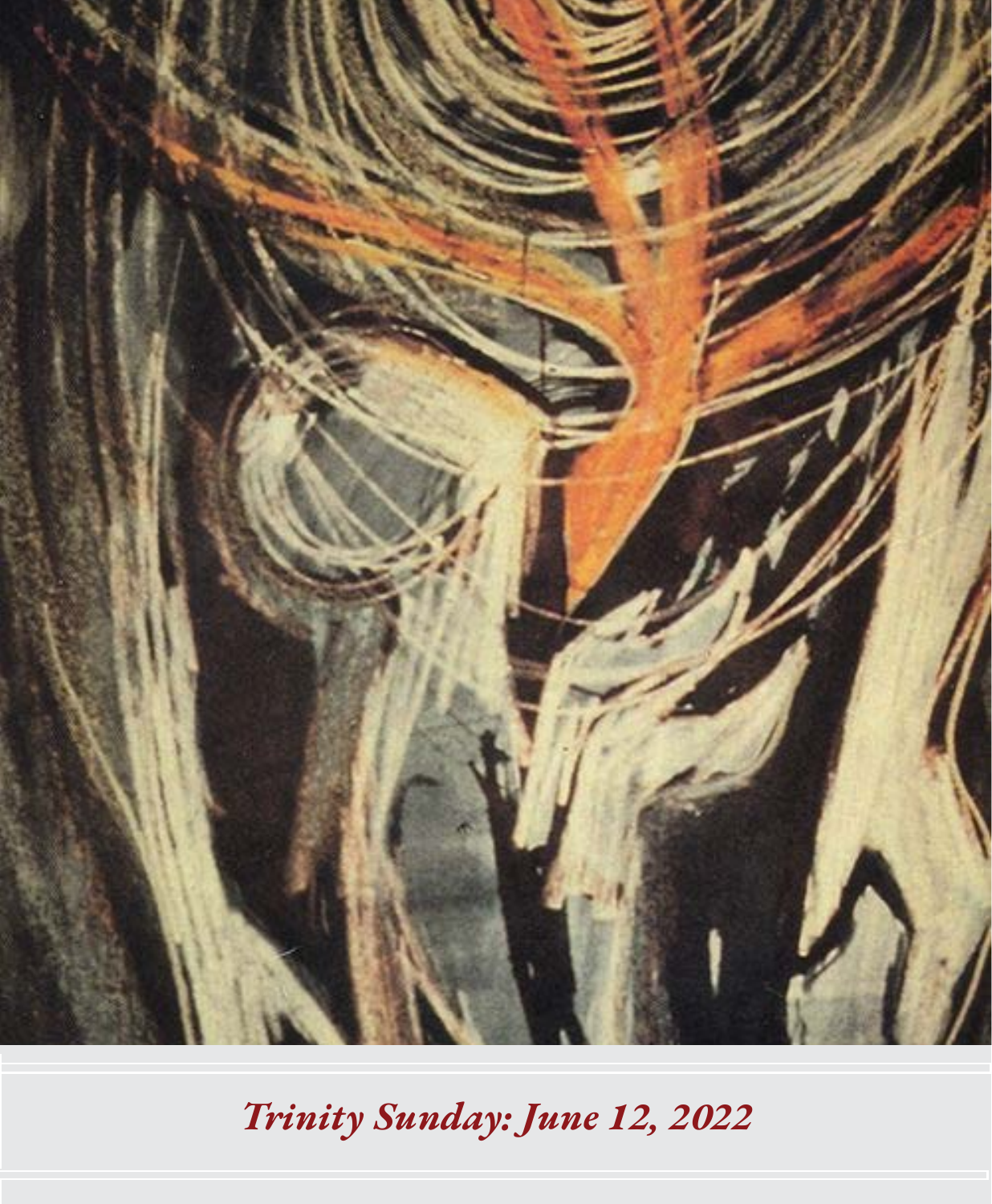*Trinity Sunday: June 12, 2022*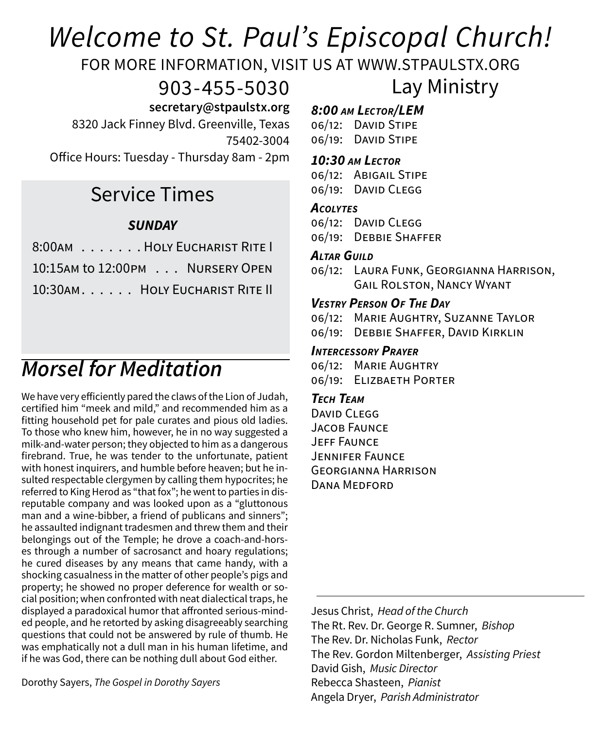# *Welcome to St. Paul's Episcopal Church!*

FOR MORE INFORMATION, VISIT US AT WWW.STPAULSTX.ORG

903-455-5030

**secretary@stpaulstx.org**

8320 Jack Finney Blvd. Greenville, Texas 75402-3004

Office Hours: Tuesday - Thursday 8am - 2pm

## Service Times

***SUNDAY***

8:00AM . . . . . . . Holy Eucharist Rite I

10:15AM to 12:00PM . . . Nursery Open

10:30AM. . . . . . Holy Eucharist Rite II

## *Morsel for Meditation*

We have very efficiently pared the claws of the Lion of Judah, certified him "meek and mild," and recommended him as a fitting household pet for pale curates and pious old ladies. To those who knew him, however, he in no way suggested a milk-and-water person; they objected to him as a dangerous firebrand. True, he was tender to the unfortunate, patient with honest inquirers, and humble before heaven; but he insulted respectable clergymen by calling them hypocrites; he referred to King Herod as "that fox"; he went to parties in disreputable company and was looked upon as a "gluttonous man and a wine-bibber, a friend of publicans and sinners"; he assaulted indignant tradesmen and threw them and their belongings out of the Temple; he drove a coach-and-horses through a number of sacrosanct and hoary regulations; he cured diseases by any means that came handy, with a shocking casualness in the matter of other people's pigs and property; he showed no proper deference for wealth or social position; when confronted with neat dialectical traps, he displayed a paradoxical humor that affronted serious-minded people, and he retorted by asking disagreeably searching questions that could not be answered by rule of thumb. He was emphatically not a dull man in his human lifetime, and if he was God, there can be nothing dull about God either.

Dorothy Sayers, *The Gospel in Dorothy Sayers*

## Lay Ministry

***8:00 AM Lector/LEM***

06/12: David Stipe
06/19: David Stipe

***10:30 AM Lector***

06/12: Abigail Stipe
06/19: David Clegg

***Acolytes***

06/12: David Clegg
06/19: Debbie Shaffer

***Altar Guild***

06/12: Laura Funk, Georgianna Harrison, Gail Rolston, Nancy Wyant

***Vestry Person Of The Day***

06/12: Marie Aughtry, Suzanne Taylor
06/19: Debbie Shaffer, David Kirklin

***Intercessory Prayer***

06/12: Marie Aughtry
06/19: Elizbaeth Porter

***Tech Team***

David Clegg
Jacob Faunce
Jeff Faunce
Jennifer Faunce
Georgianna Harrison
Dana Medford

---

Jesus Christ, *Head of the Church*
The Rt. Rev. Dr. George R. Sumner, *Bishop*
The Rev. Dr. Nicholas Funk, *Rector*
The Rev. Gordon Miltenberger, *Assisting Priest*
David Gish, *Music Director*
Rebecca Shasteen, *Pianist*
Angela Dryer, *Parish Administrator*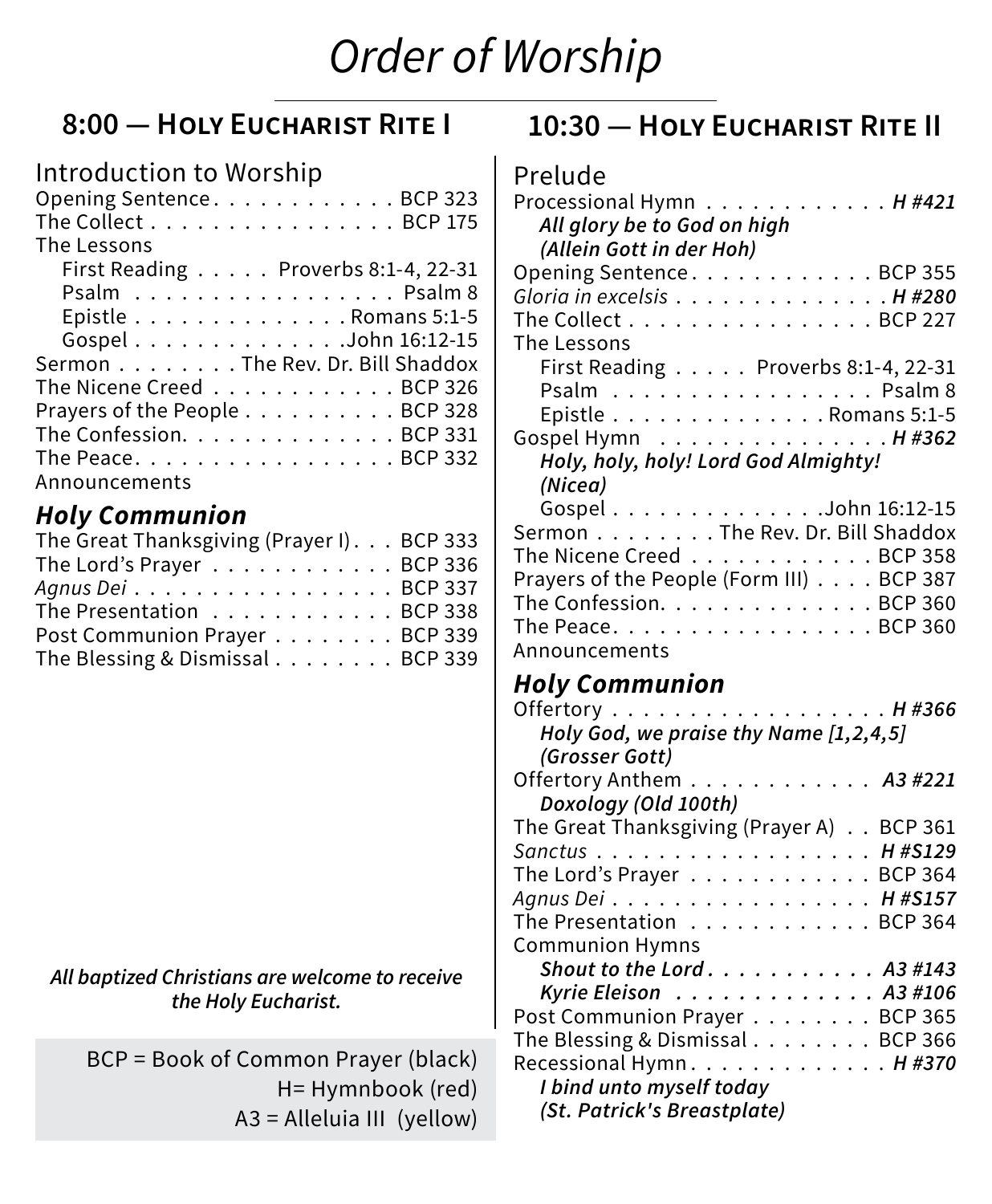# *Order of Worship*

## 8:00 — Holy Eucharist Rite I

Introduction to Worship

Opening Sentence . . . . . . . . . . . . BCP 323
The Collect . . . . . . . . . . . . . . . . BCP 175
The Lessons
  First Reading . . . . . Proverbs 8:1-4, 22-31
  Psalm . . . . . . . . . . . . . . . . . Psalm 8
  Epistle . . . . . . . . . . . . . . Romans 5:1-5
  Gospel . . . . . . . . . . . . . .John 16:12-15
Sermon . . . . . . . . The Rev. Dr. Bill Shaddox
The Nicene Creed . . . . . . . . . . . . BCP 326
Prayers of the People . . . . . . . . . . BCP 328
The Confession. . . . . . . . . . . . . . BCP 331
The Peace. . . . . . . . . . . . . . . . . BCP 332
Announcements

### *Holy Communion*

The Great Thanksgiving (Prayer I) . . . BCP 333
The Lord's Prayer . . . . . . . . . . . . BCP 336
*Agnus Dei* . . . . . . . . . . . . . . . . . BCP 337
The Presentation . . . . . . . . . . . . BCP 338
Post Communion Prayer . . . . . . . . BCP 339
The Blessing & Dismissal . . . . . . . . BCP 339

***All baptized Christians are welcome to receive the Holy Eucharist.***

BCP = Book of Common Prayer (black)
H= Hymnbook (red)
A3 = Alleluia III (yellow)

## 10:30 — Holy Eucharist Rite II

Prelude

Processional Hymn . . . . . . . . . . . . ***H #421***
  ***All glory be to God on high***
  ***(Allein Gott in der Hoh)***
Opening Sentence . . . . . . . . . . . . BCP 355
*Gloria in excelsis* . . . . . . . . . . . . . . ***H #280***
The Collect . . . . . . . . . . . . . . . . BCP 227
The Lessons
  First Reading . . . . . Proverbs 8:1-4, 22-31
  Psalm . . . . . . . . . . . . . . . . . Psalm 8
  Epistle . . . . . . . . . . . . . . Romans 5:1-5
Gospel Hymn . . . . . . . . . . . . . . ***H #362***
  ***Holy, holy, holy! Lord God Almighty!***
  ***(Nicea)***
  Gospel . . . . . . . . . . . . . .John 16:12-15
Sermon . . . . . . . . The Rev. Dr. Bill Shaddox
The Nicene Creed . . . . . . . . . . . . BCP 358
Prayers of the People (Form III) . . . . BCP 387
The Confession. . . . . . . . . . . . . . BCP 360
The Peace. . . . . . . . . . . . . . . . . BCP 360
Announcements

### *Holy Communion*

Offertory . . . . . . . . . . . . . . . . . . ***H #366***
  ***Holy God, we praise thy Name [1,2,4,5]***
  ***(Grosser Gott)***
Offertory Anthem . . . . . . . . . . . . ***A3 #221***
  ***Doxology (Old 100th)***
The Great Thanksgiving (Prayer A) . . BCP 361
*Sanctus* . . . . . . . . . . . . . . . . . . ***H #S129***
The Lord's Prayer . . . . . . . . . . . . BCP 364
*Agnus Dei* . . . . . . . . . . . . . . . . . ***H #S157***
The Presentation . . . . . . . . . . . . BCP 364
Communion Hymns
  ***Shout to the Lord*** . . . . . . . . . . . ***A3 #143***
  ***Kyrie Eleison*** . . . . . . . . . . . . . ***A3 #106***
Post Communion Prayer . . . . . . . . BCP 365
The Blessing & Dismissal . . . . . . . . BCP 366
Recessional Hymn. . . . . . . . . . . . . ***H #370***
  ***I bind unto myself today***
  ***(St. Patrick's Breastplate)***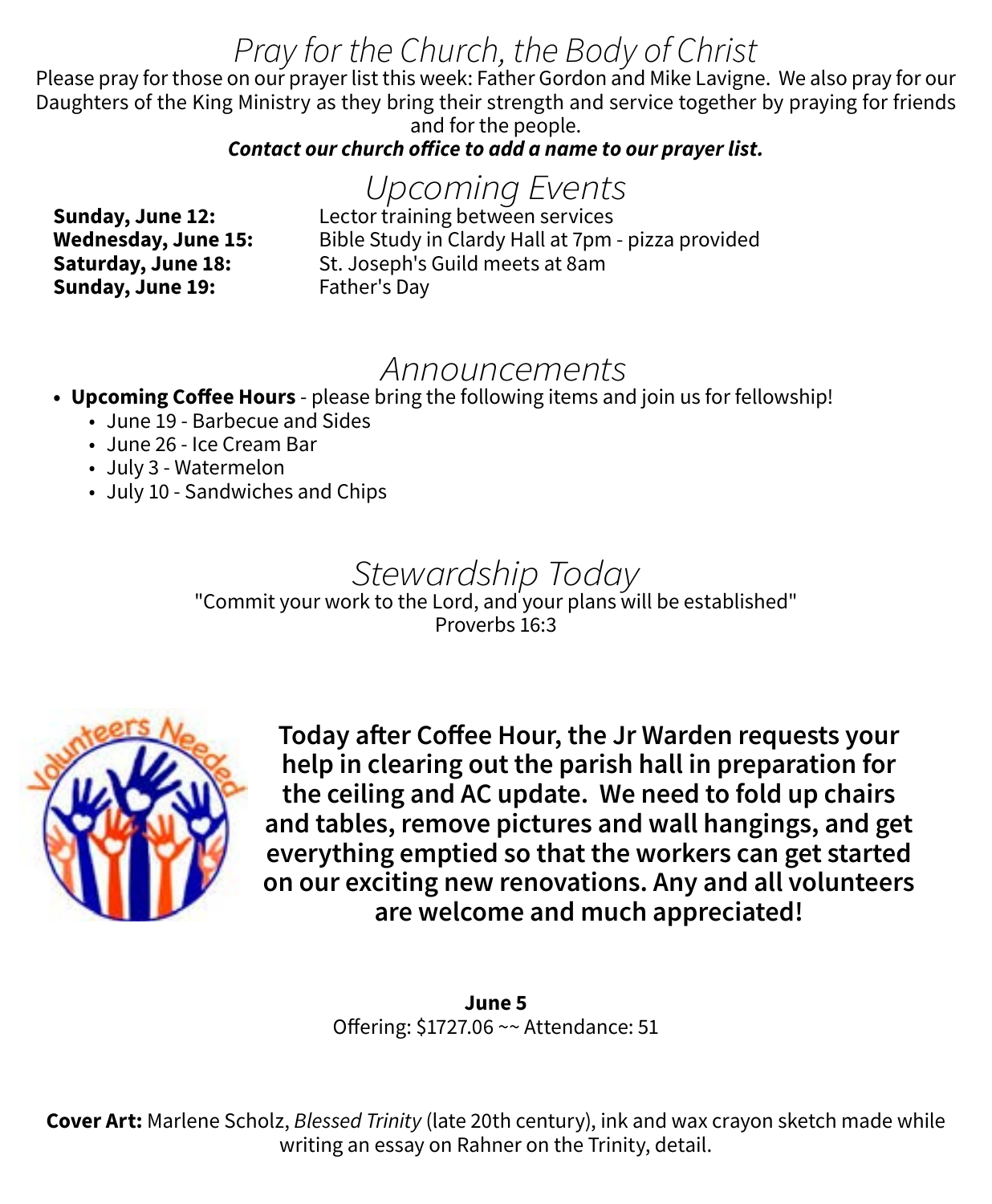# *Pray for the Church, the Body of Christ*

Please pray for those on our prayer list this week: Father Gordon and Mike Lavigne. We also pray for our Daughters of the King Ministry as they bring their strength and service together by praying for friends and for the people.

***Contact our church office to add a name to our prayer list.***

# *Upcoming Events*

| | |
|---|---|
| **Sunday, June 12:** | Lector training between services |
| **Wednesday, June 15:** | Bible Study in Clardy Hall at 7pm - pizza provided |
| **Saturday, June 18:** | St. Joseph's Guild meets at 8am |
| **Sunday, June 19:** | Father's Day |

# *Announcements*

- **Upcoming Coffee Hours** - please bring the following items and join us for fellowship!
  - June 19 - Barbecue and Sides
  - June 26 - Ice Cream Bar
  - July 3 - Watermelon
  - July 10 - Sandwiches and Chips

# *Stewardship Today*

"Commit your work to the Lord, and your plans will be established"
Proverbs 16:3

**Today after Coffee Hour, the Jr Warden requests your help in clearing out the parish hall in preparation for the ceiling and AC update. We need to fold up chairs and tables, remove pictures and wall hangings, and get everything emptied so that the workers can get started on our exciting new renovations. Any and all volunteers are welcome and much appreciated!**

**June 5**
Offering: $1727.06 ~~ Attendance: 51

**Cover Art:** Marlene Scholz, *Blessed Trinity* (late 20th century), ink and wax crayon sketch made while writing an essay on Rahner on the Trinity, detail.